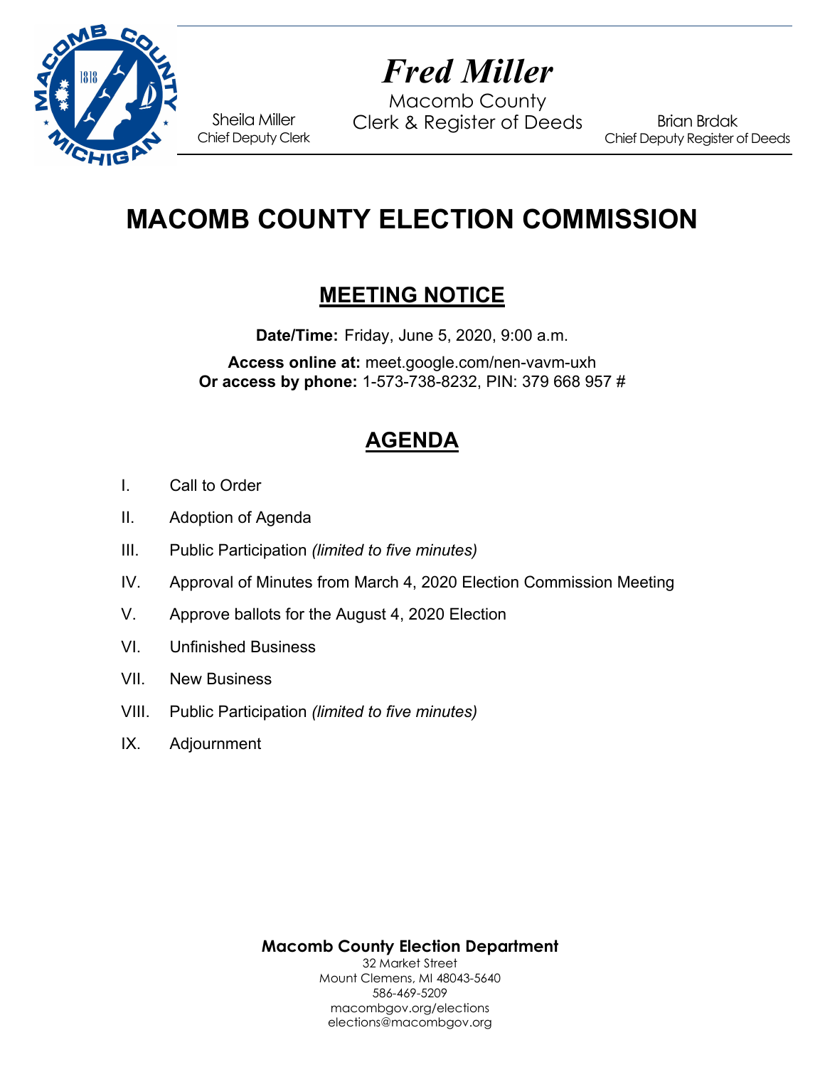*Fred Miller*

Macomb County
Clerk & Register of Deeds

Sheila Miller
Chief Deputy Clerk

Brian Brdak
Chief Deputy Register of Deeds

# MACOMB COUNTY ELECTION COMMISSION

## MEETING NOTICE

**Date/Time:** Friday, June 5, 2020, 9:00 a.m.

**Access online at:** meet.google.com/nen-vavm-uxh
**Or access by phone:** 1-573-738-8232, PIN: 379 668 957 #

## AGENDA

I. Call to Order

II. Adoption of Agenda

III. Public Participation *(limited to five minutes)*

IV. Approval of Minutes from March 4, 2020 Election Commission Meeting

V. Approve ballots for the August 4, 2020 Election

VI. Unfinished Business

VII. New Business

VIII. Public Participation *(limited to five minutes)*

IX. Adjournment

**Macomb County Election Department**
32 Market Street
Mount Clemens, MI 48043-5640
586-469-5209
macombgov.org/elections
elections@macombgov.org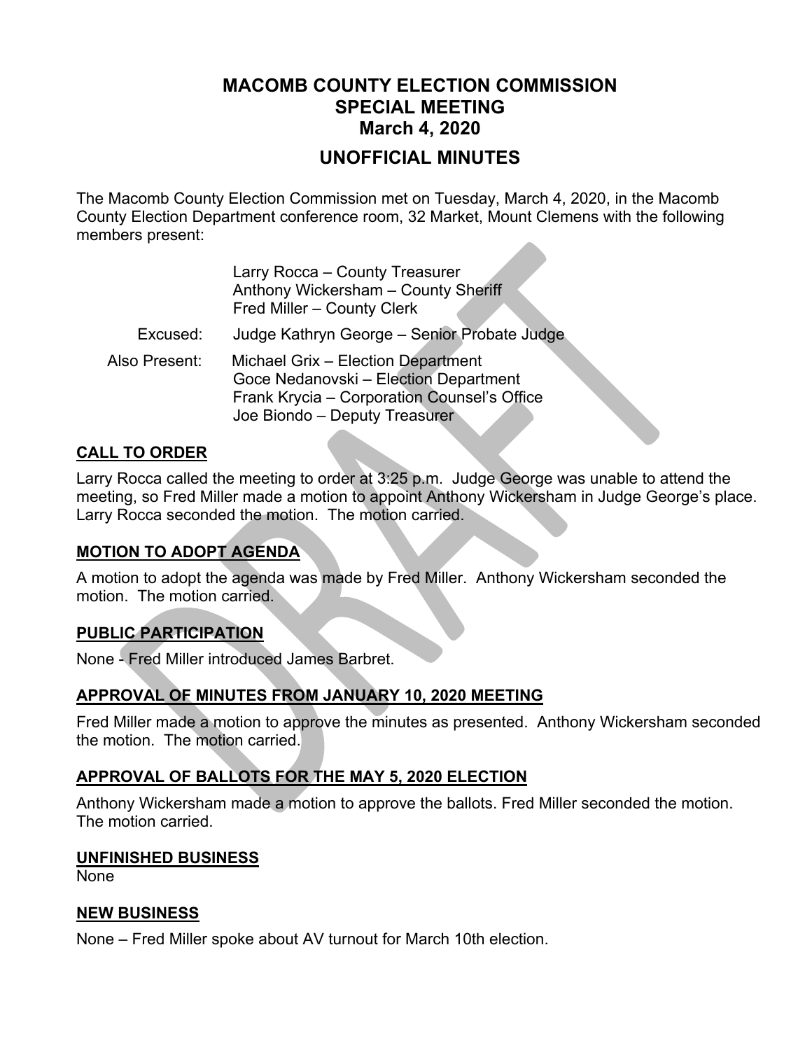# MACOMB COUNTY ELECTION COMMISSION
# SPECIAL MEETING
# March 4, 2020

## UNOFFICIAL MINUTES

The Macomb County Election Commission met on Tuesday, March 4, 2020, in the Macomb County Election Department conference room, 32 Market, Mount Clemens with the following members present:

Larry Rocca – County Treasurer
Anthony Wickersham – County Sheriff
Fred Miller – County Clerk

Excused: Judge Kathryn George – Senior Probate Judge

Also Present: Michael Grix – Election Department
Goce Nedanovski – Election Department
Frank Krycia – Corporation Counsel's Office
Joe Biondo – Deputy Treasurer

**CALL TO ORDER**

Larry Rocca called the meeting to order at 3:25 p.m. Judge George was unable to attend the meeting, so Fred Miller made a motion to appoint Anthony Wickersham in Judge George's place. Larry Rocca seconded the motion. The motion carried.

**MOTION TO ADOPT AGENDA**

A motion to adopt the agenda was made by Fred Miller. Anthony Wickersham seconded the motion. The motion carried.

**PUBLIC PARTICIPATION**

None - Fred Miller introduced James Barbret.

**APPROVAL OF MINUTES FROM JANUARY 10, 2020 MEETING**

Fred Miller made a motion to approve the minutes as presented. Anthony Wickersham seconded the motion. The motion carried.

**APPROVAL OF BALLOTS FOR THE MAY 5, 2020 ELECTION**

Anthony Wickersham made a motion to approve the ballots. Fred Miller seconded the motion. The motion carried.

**UNFINISHED BUSINESS**

None

**NEW BUSINESS**

None – Fred Miller spoke about AV turnout for March 10th election.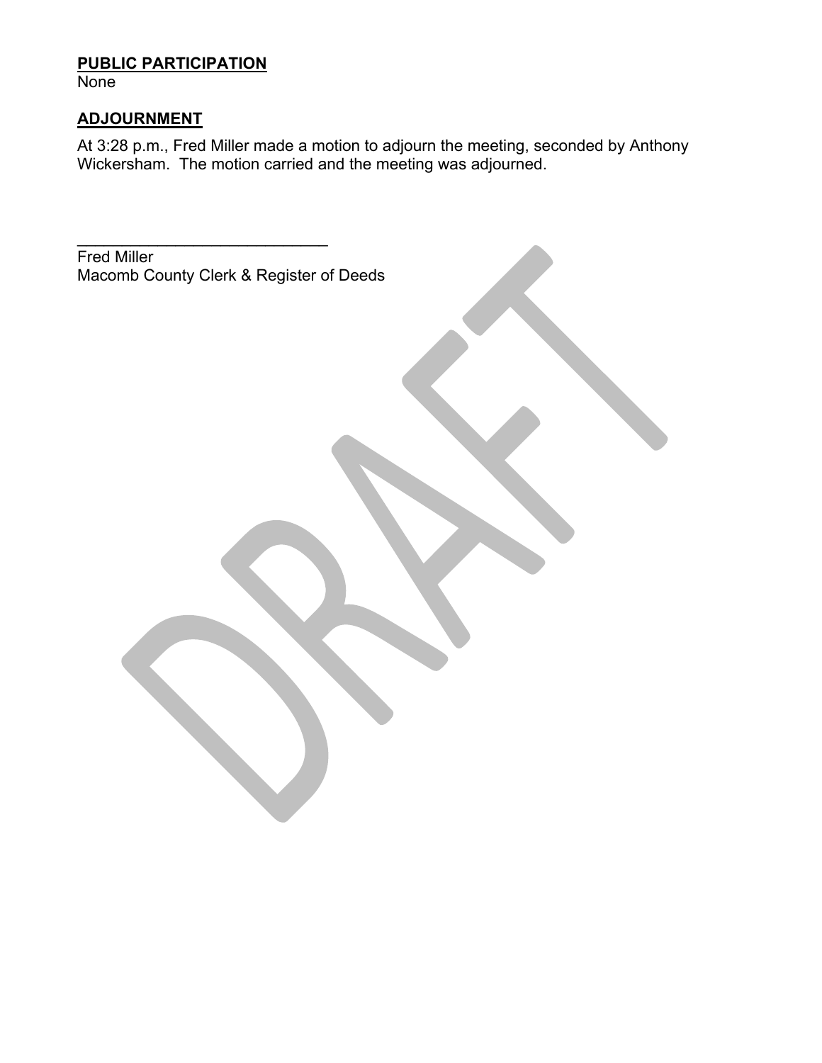**PUBLIC PARTICIPATION**

None

**ADJOURNMENT**

At 3:28 p.m., Fred Miller made a motion to adjourn the meeting, seconded by Anthony Wickersham. The motion carried and the meeting was adjourned.

\_\_\_\_\_\_\_\_\_\_\_\_\_\_\_\_\_\_\_\_\_\_\_\_\_\_\_\_\_\_

Fred Miller
Macomb County Clerk & Register of Deeds

DRAFT